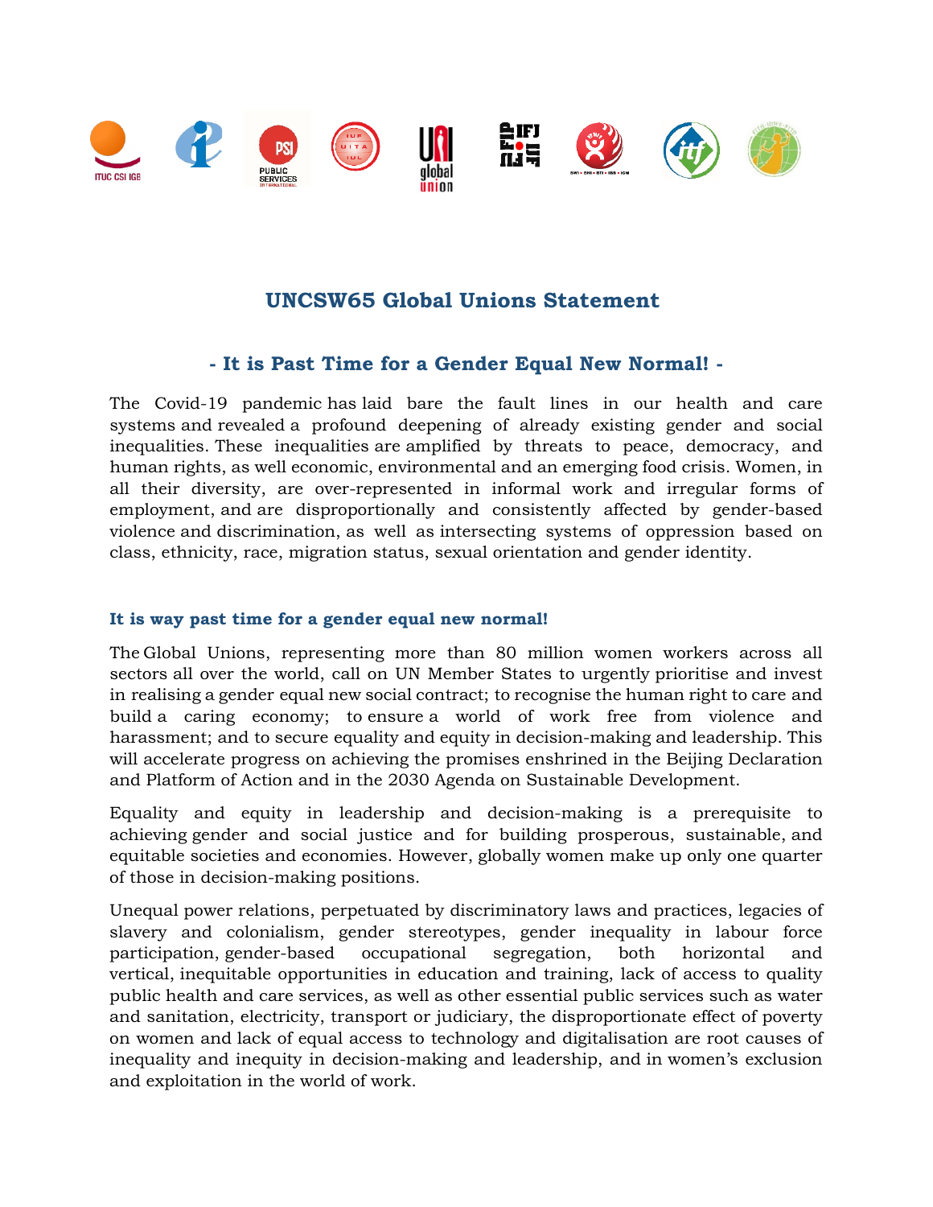# UNCSW65 Global Unions Statement

## - It is Past Time for a Gender Equal New Normal! -

The Covid-19 pandemic has laid bare the fault lines in our health and care systems and revealed a profound deepening of already existing gender and social inequalities. These inequalities are amplified by threats to peace, democracy, and human rights, as well economic, environmental and an emerging food crisis. Women, in all their diversity, are over-represented in informal work and irregular forms of employment, and are disproportionally and consistently affected by gender-based violence and discrimination, as well as intersecting systems of oppression based on class, ethnicity, race, migration status, sexual orientation and gender identity.

### It is way past time for a gender equal new normal!

The Global Unions, representing more than 80 million women workers across all sectors all over the world, call on UN Member States to urgently prioritise and invest in realising a gender equal new social contract; to recognise the human right to care and build a caring economy; to ensure a world of work free from violence and harassment; and to secure equality and equity in decision-making and leadership. This will accelerate progress on achieving the promises enshrined in the Beijing Declaration and Platform of Action and in the 2030 Agenda on Sustainable Development.

Equality and equity in leadership and decision-making is a prerequisite to achieving gender and social justice and for building prosperous, sustainable, and equitable societies and economies. However, globally women make up only one quarter of those in decision-making positions.

Unequal power relations, perpetuated by discriminatory laws and practices, legacies of slavery and colonialism, gender stereotypes, gender inequality in labour force participation, gender-based occupational segregation, both horizontal and vertical, inequitable opportunities in education and training, lack of access to quality public health and care services, as well as other essential public services such as water and sanitation, electricity, transport or judiciary, the disproportionate effect of poverty on women and lack of equal access to technology and digitalisation are root causes of inequality and inequity in decision-making and leadership, and in women's exclusion and exploitation in the world of work.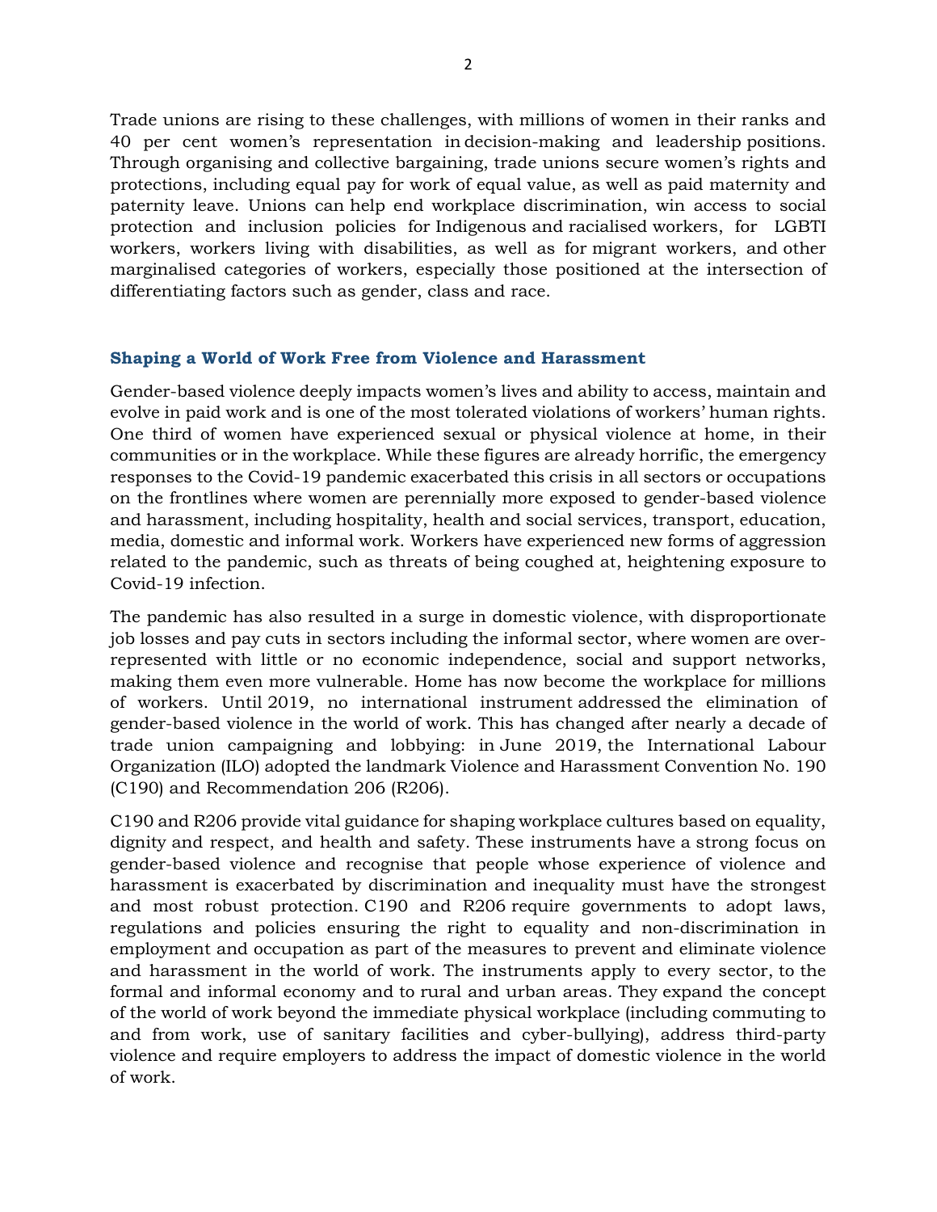Trade unions are rising to these challenges, with millions of women in their ranks and 40 per cent women's representation in decision-making and leadership positions. Through organising and collective bargaining, trade unions secure women's rights and protections, including equal pay for work of equal value, as well as paid maternity and paternity leave. Unions can help end workplace discrimination, win access to social protection and inclusion policies for Indigenous and racialised workers, for LGBTI workers, workers living with disabilities, as well as for migrant workers, and other marginalised categories of workers, especially those positioned at the intersection of differentiating factors such as gender, class and race.

### Shaping a World of Work Free from Violence and Harassment

Gender-based violence deeply impacts women's lives and ability to access, maintain and evolve in paid work and is one of the most tolerated violations of workers' human rights. One third of women have experienced sexual or physical violence at home, in their communities or in the workplace. While these figures are already horrific, the emergency responses to the Covid-19 pandemic exacerbated this crisis in all sectors or occupations on the frontlines where women are perennially more exposed to gender-based violence and harassment, including hospitality, health and social services, transport, education, media, domestic and informal work. Workers have experienced new forms of aggression related to the pandemic, such as threats of being coughed at, heightening exposure to Covid-19 infection.

The pandemic has also resulted in a surge in domestic violence, with disproportionate job losses and pay cuts in sectors including the informal sector, where women are over-represented with little or no economic independence, social and support networks, making them even more vulnerable. Home has now become the workplace for millions of workers. Until 2019, no international instrument addressed the elimination of gender-based violence in the world of work. This has changed after nearly a decade of trade union campaigning and lobbying: in June 2019, the International Labour Organization (ILO) adopted the landmark Violence and Harassment Convention No. 190 (C190) and Recommendation 206 (R206).

C190 and R206 provide vital guidance for shaping workplace cultures based on equality, dignity and respect, and health and safety. These instruments have a strong focus on gender-based violence and recognise that people whose experience of violence and harassment is exacerbated by discrimination and inequality must have the strongest and most robust protection. C190 and R206 require governments to adopt laws, regulations and policies ensuring the right to equality and non-discrimination in employment and occupation as part of the measures to prevent and eliminate violence and harassment in the world of work. The instruments apply to every sector, to the formal and informal economy and to rural and urban areas. They expand the concept of the world of work beyond the immediate physical workplace (including commuting to and from work, use of sanitary facilities and cyber-bullying), address third-party violence and require employers to address the impact of domestic violence in the world of work.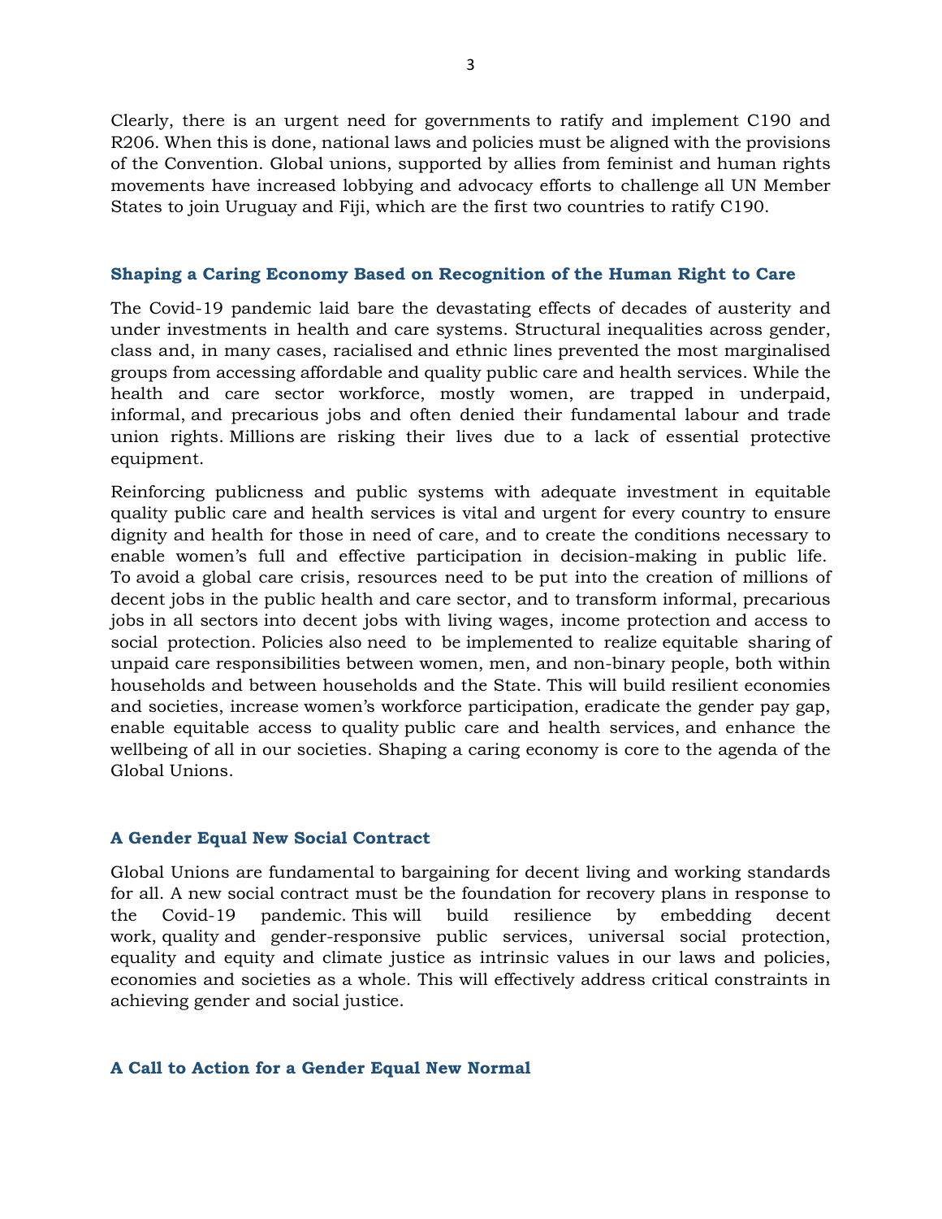Clearly, there is an urgent need for governments to ratify and implement C190 and R206. When this is done, national laws and policies must be aligned with the provisions of the Convention. Global unions, supported by allies from feminist and human rights movements have increased lobbying and advocacy efforts to challenge all UN Member States to join Uruguay and Fiji, which are the first two countries to ratify C190.

## Shaping a Caring Economy Based on Recognition of the Human Right to Care

The Covid-19 pandemic laid bare the devastating effects of decades of austerity and under investments in health and care systems. Structural inequalities across gender, class and, in many cases, racialised and ethnic lines prevented the most marginalised groups from accessing affordable and quality public care and health services. While the health and care sector workforce, mostly women, are trapped in underpaid, informal, and precarious jobs and often denied their fundamental labour and trade union rights. Millions are risking their lives due to a lack of essential protective equipment.

Reinforcing publicness and public systems with adequate investment in equitable quality public care and health services is vital and urgent for every country to ensure dignity and health for those in need of care, and to create the conditions necessary to enable women's full and effective participation in decision-making in public life. To avoid a global care crisis, resources need to be put into the creation of millions of decent jobs in the public health and care sector, and to transform informal, precarious jobs in all sectors into decent jobs with living wages, income protection and access to social protection. Policies also need to be implemented to realize equitable sharing of unpaid care responsibilities between women, men, and non-binary people, both within households and between households and the State. This will build resilient economies and societies, increase women's workforce participation, eradicate the gender pay gap, enable equitable access to quality public care and health services, and enhance the wellbeing of all in our societies. Shaping a caring economy is core to the agenda of the Global Unions.

## A Gender Equal New Social Contract

Global Unions are fundamental to bargaining for decent living and working standards for all. A new social contract must be the foundation for recovery plans in response to the Covid-19 pandemic. This will build resilience by embedding decent work, quality and gender-responsive public services, universal social protection, equality and equity and climate justice as intrinsic values in our laws and policies, economies and societies as a whole. This will effectively address critical constraints in achieving gender and social justice.

## A Call to Action for a Gender Equal New Normal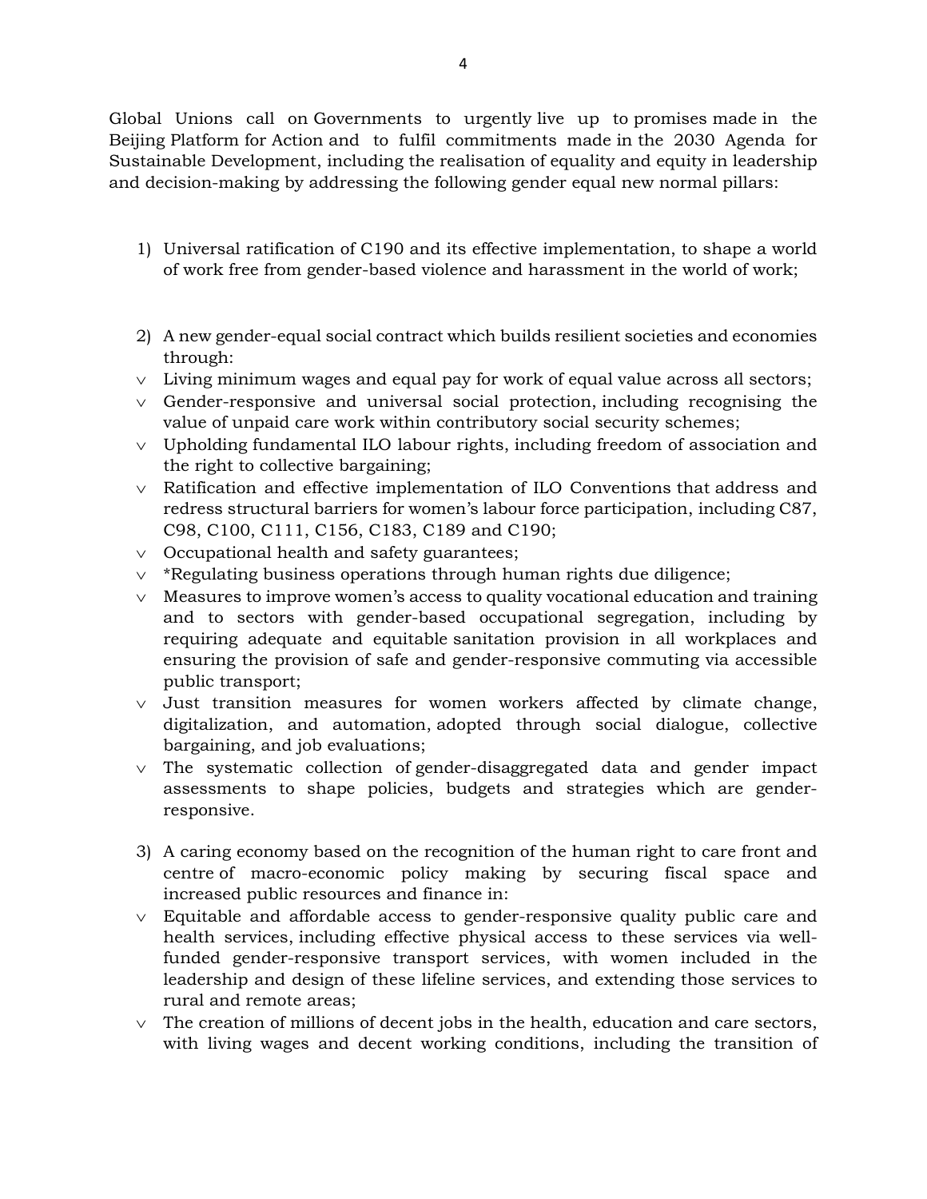Global Unions call on Governments to urgently live up to promises made in the Beijing Platform for Action and to fulfil commitments made in the 2030 Agenda for Sustainable Development, including the realisation of equality and equity in leadership and decision-making by addressing the following gender equal new normal pillars:

1) Universal ratification of C190 and its effective implementation, to shape a world of work free from gender-based violence and harassment in the world of work;

2) A new gender-equal social contract which builds resilient societies and economies through:

- Living minimum wages and equal pay for work of equal value across all sectors;
- Gender-responsive and universal social protection, including recognising the value of unpaid care work within contributory social security schemes;
- Upholding fundamental ILO labour rights, including freedom of association and the right to collective bargaining;
- Ratification and effective implementation of ILO Conventions that address and redress structural barriers for women's labour force participation, including C87, C98, C100, C111, C156, C183, C189 and C190;
- Occupational health and safety guarantees;
- *Regulating business operations through human rights due diligence;
- Measures to improve women's access to quality vocational education and training and to sectors with gender-based occupational segregation, including by requiring adequate and equitable sanitation provision in all workplaces and ensuring the provision of safe and gender-responsive commuting via accessible public transport;
- Just transition measures for women workers affected by climate change, digitalization, and automation, adopted through social dialogue, collective bargaining, and job evaluations;
- The systematic collection of gender-disaggregated data and gender impact assessments to shape policies, budgets and strategies which are gender-responsive.

3) A caring economy based on the recognition of the human right to care front and centre of macro-economic policy making by securing fiscal space and increased public resources and finance in:

- Equitable and affordable access to gender-responsive quality public care and health services, including effective physical access to these services via well-funded gender-responsive transport services, with women included in the leadership and design of these lifeline services, and extending those services to rural and remote areas;
- The creation of millions of decent jobs in the health, education and care sectors, with living wages and decent working conditions, including the transition of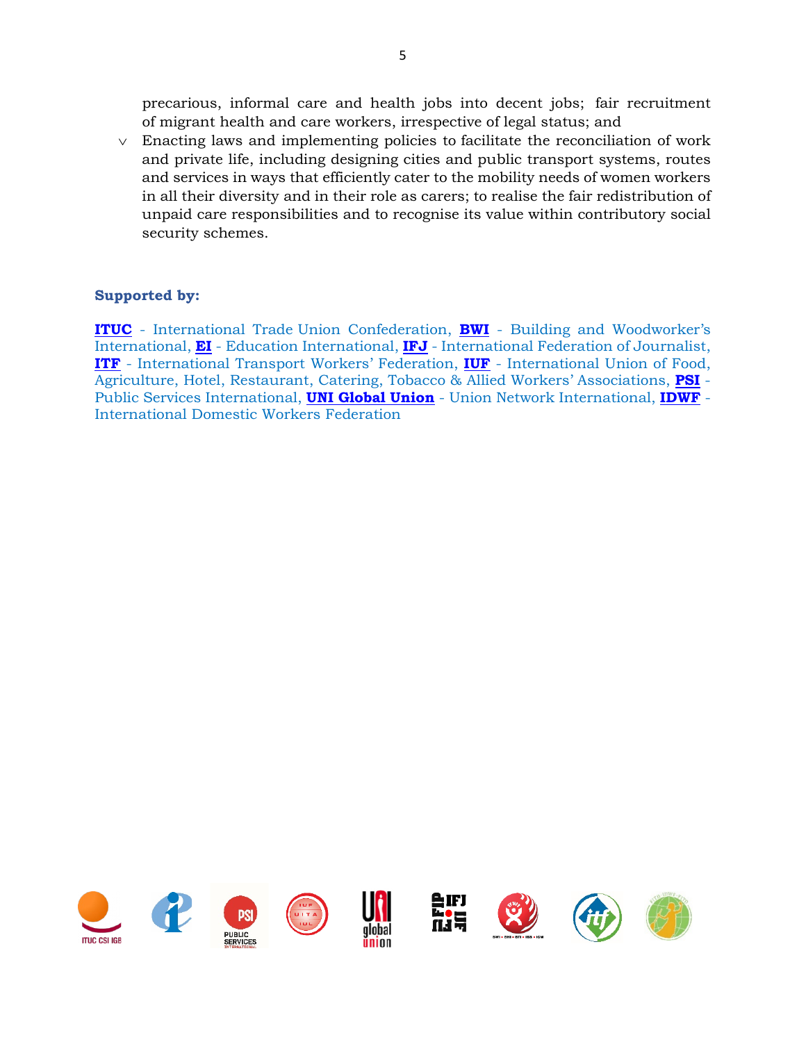precarious, informal care and health jobs into decent jobs; fair recruitment of migrant health and care workers, irrespective of legal status; and

- Enacting laws and implementing policies to facilitate the reconciliation of work and private life, including designing cities and public transport systems, routes and services in ways that efficiently cater to the mobility needs of women workers in all their diversity and in their role as carers; to realise the fair redistribution of unpaid care responsibilities and to recognise its value within contributory social security schemes.

**Supported by:**

**ITUC** - International Trade Union Confederation, **BWI** - Building and Woodworker's International, **EI** - Education International, **IFJ** - International Federation of Journalist, **ITF** - International Transport Workers' Federation, **IUF** - International Union of Food, Agriculture, Hotel, Restaurant, Catering, Tobacco & Allied Workers' Associations, **PSI** - Public Services International, **UNI Global Union** - Union Network International, **IDWF** - International Domestic Workers Federation